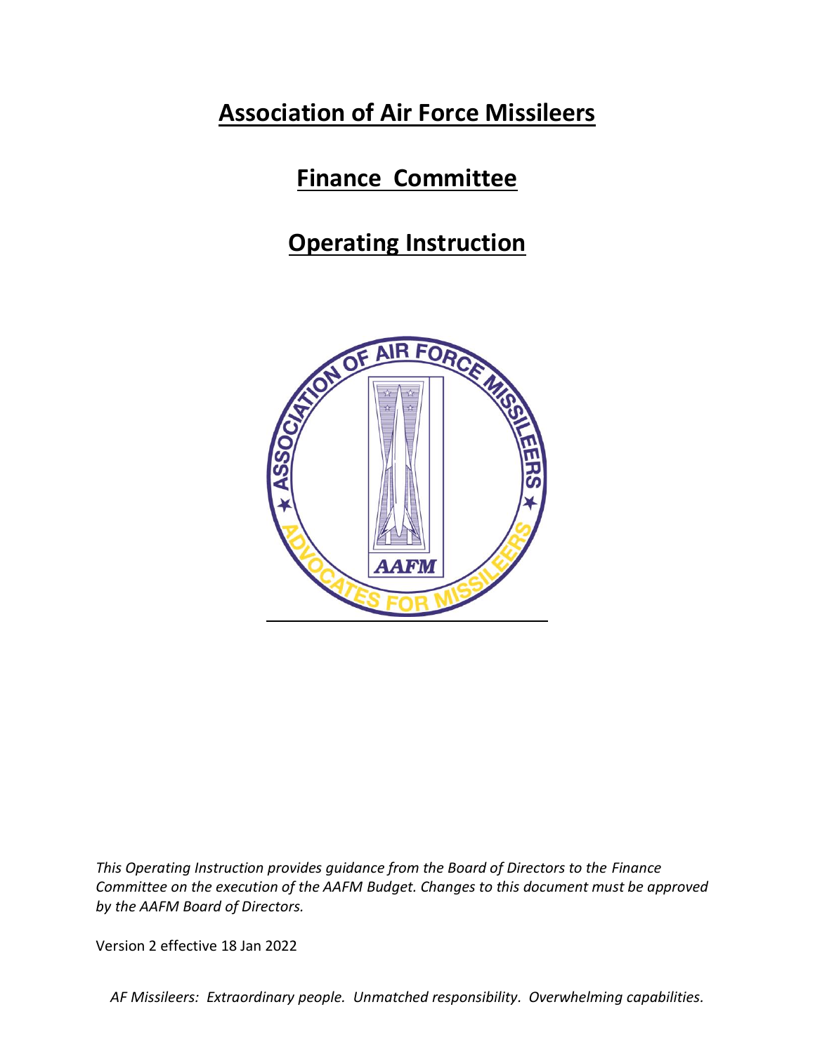# Association of Air Force Missileers

# Finance Committee

# Operating Instruction

*This Operating Instruction provides guidance from the Board of Directors to the Finance Committee on the execution of the AAFM Budget. Changes to this document must be approved by the AAFM Board of Directors.*

Version 2 effective 18 Jan 2022

*AF Missileers: Extraordinary people. Unmatched responsibility. Overwhelming capabilities.*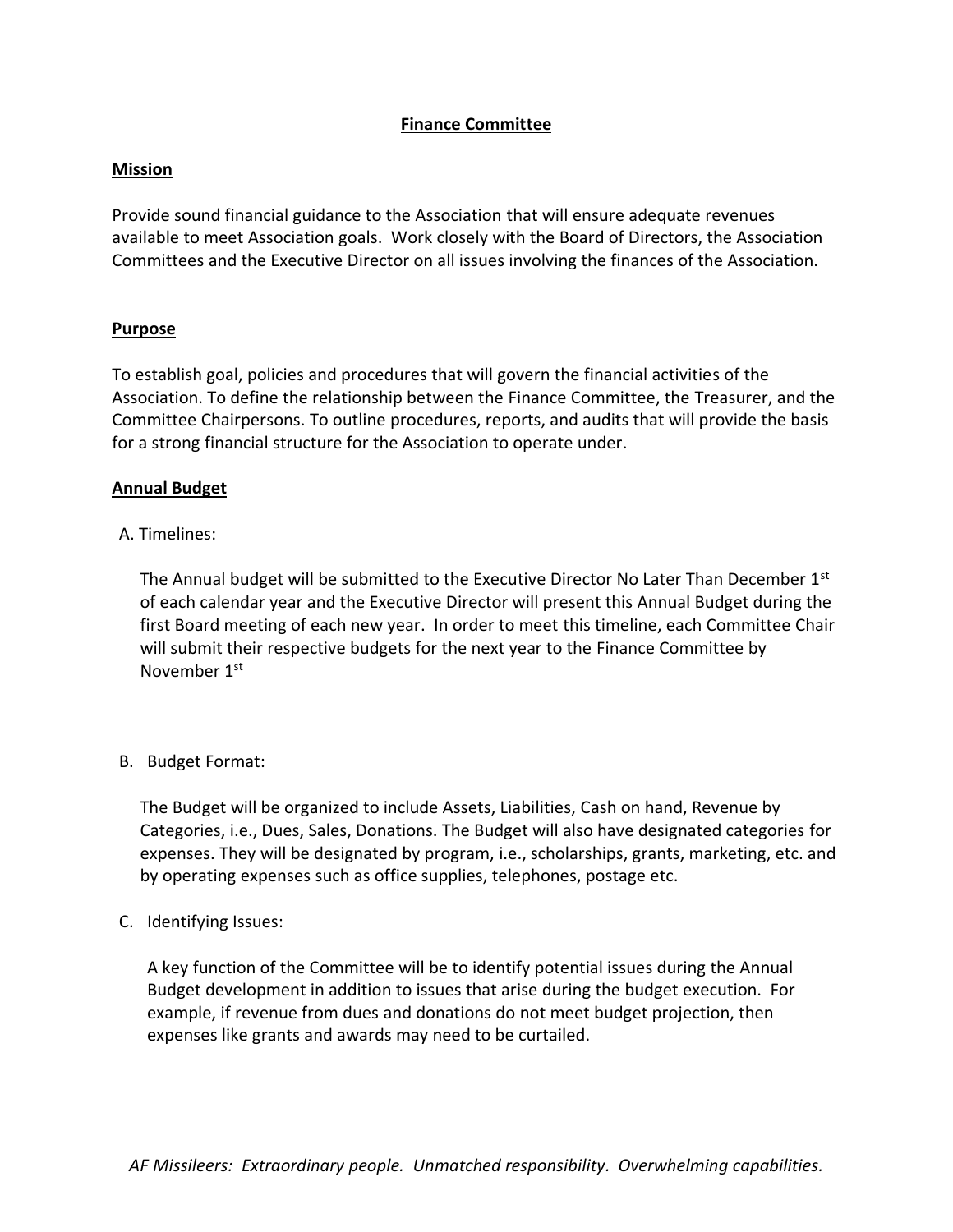## Finance Committee

### Mission

Provide sound financial guidance to the Association that will ensure adequate revenues available to meet Association goals. Work closely with the Board of Directors, the Association Committees and the Executive Director on all issues involving the finances of the Association.

### Purpose

To establish goal, policies and procedures that will govern the financial activities of the Association. To define the relationship between the Finance Committee, the Treasurer, and the Committee Chairpersons. To outline procedures, reports, and audits that will provide the basis for a strong financial structure for the Association to operate under.

### Annual Budget

A. Timelines:

The Annual budget will be submitted to the Executive Director No Later Than December 1st of each calendar year and the Executive Director will present this Annual Budget during the first Board meeting of each new year. In order to meet this timeline, each Committee Chair will submit their respective budgets for the next year to the Finance Committee by November 1st

B. Budget Format:

The Budget will be organized to include Assets, Liabilities, Cash on hand, Revenue by Categories, i.e., Dues, Sales, Donations. The Budget will also have designated categories for expenses. They will be designated by program, i.e., scholarships, grants, marketing, etc. and by operating expenses such as office supplies, telephones, postage etc.

C. Identifying Issues:

A key function of the Committee will be to identify potential issues during the Annual Budget development in addition to issues that arise during the budget execution. For example, if revenue from dues and donations do not meet budget projection, then expenses like grants and awards may need to be curtailed.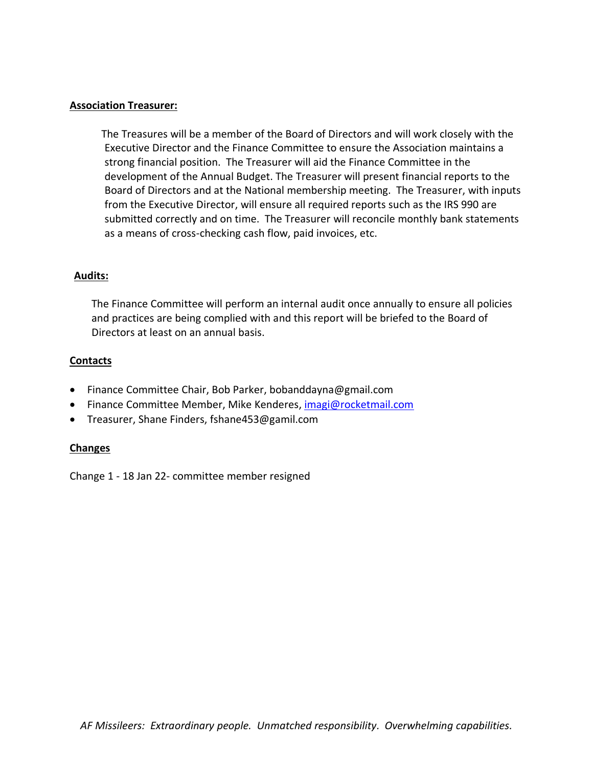**Association Treasurer:**

The Treasures will be a member of the Board of Directors and will work closely with the Executive Director and the Finance Committee to ensure the Association maintains a strong financial position. The Treasurer will aid the Finance Committee in the development of the Annual Budget. The Treasurer will present financial reports to the Board of Directors and at the National membership meeting. The Treasurer, with inputs from the Executive Director, will ensure all required reports such as the IRS 990 are submitted correctly and on time. The Treasurer will reconcile monthly bank statements as a means of cross-checking cash flow, paid invoices, etc.

**Audits:**

The Finance Committee will perform an internal audit once annually to ensure all policies and practices are being complied with and this report will be briefed to the Board of Directors at least on an annual basis.

**Contacts**

- Finance Committee Chair, Bob Parker, bobanddayna@gmail.com
- Finance Committee Member, Mike Kenderes, imagi@rocketmail.com
- Treasurer, Shane Finders, fshane453@gamil.com

**Changes**

Change 1 - 18 Jan 22- committee member resigned

*AF Missileers: Extraordinary people. Unmatched responsibility. Overwhelming capabilities.*